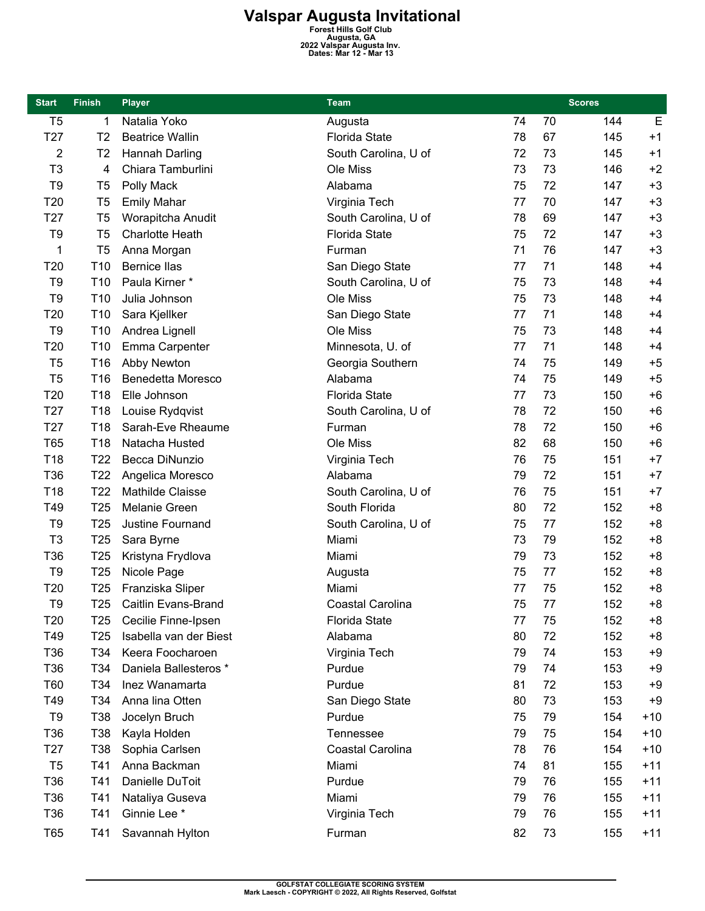# Valspar Augusta Invitational

**Forest Hills Golf Club**
**Augusta, GA**
**2022 Valspar Augusta Inv.**
**Dates: Mar 12 - Mar 13**

| Start | Finish | Player | Team | Scores | | | |
|---|---|---|---|---|---|---|---|
| T5 | 1 | Natalia Yoko | Augusta | 74 | 70 | 144 | E |
| T27 | T2 | Beatrice Wallin | Florida State | 78 | 67 | 145 | +1 |
| 2 | T2 | Hannah Darling | South Carolina, U of | 72 | 73 | 145 | +1 |
| T3 | 4 | Chiara Tamburlini | Ole Miss | 73 | 73 | 146 | +2 |
| T9 | T5 | Polly Mack | Alabama | 75 | 72 | 147 | +3 |
| T20 | T5 | Emily Mahar | Virginia Tech | 77 | 70 | 147 | +3 |
| T27 | T5 | Worapitcha Anudit | South Carolina, U of | 78 | 69 | 147 | +3 |
| T9 | T5 | Charlotte Heath | Florida State | 75 | 72 | 147 | +3 |
| 1 | T5 | Anna Morgan | Furman | 71 | 76 | 147 | +3 |
| T20 | T10 | Bernice Ilas | San Diego State | 77 | 71 | 148 | +4 |
| T9 | T10 | Paula Kirner * | South Carolina, U of | 75 | 73 | 148 | +4 |
| T9 | T10 | Julia Johnson | Ole Miss | 75 | 73 | 148 | +4 |
| T20 | T10 | Sara Kjellker | San Diego State | 77 | 71 | 148 | +4 |
| T9 | T10 | Andrea Lignell | Ole Miss | 75 | 73 | 148 | +4 |
| T20 | T10 | Emma Carpenter | Minnesota, U. of | 77 | 71 | 148 | +4 |
| T5 | T16 | Abby Newton | Georgia Southern | 74 | 75 | 149 | +5 |
| T5 | T16 | Benedetta Moresco | Alabama | 74 | 75 | 149 | +5 |
| T20 | T18 | Elle Johnson | Florida State | 77 | 73 | 150 | +6 |
| T27 | T18 | Louise Rydqvist | South Carolina, U of | 78 | 72 | 150 | +6 |
| T27 | T18 | Sarah-Eve Rheaume | Furman | 78 | 72 | 150 | +6 |
| T65 | T18 | Natacha Husted | Ole Miss | 82 | 68 | 150 | +6 |
| T18 | T22 | Becca DiNunzio | Virginia Tech | 76 | 75 | 151 | +7 |
| T36 | T22 | Angelica Moresco | Alabama | 79 | 72 | 151 | +7 |
| T18 | T22 | Mathilde Claisse | South Carolina, U of | 76 | 75 | 151 | +7 |
| T49 | T25 | Melanie Green | South Florida | 80 | 72 | 152 | +8 |
| T9 | T25 | Justine Fournand | South Carolina, U of | 75 | 77 | 152 | +8 |
| T3 | T25 | Sara Byrne | Miami | 73 | 79 | 152 | +8 |
| T36 | T25 | Kristyna Frydlova | Miami | 79 | 73 | 152 | +8 |
| T9 | T25 | Nicole Page | Augusta | 75 | 77 | 152 | +8 |
| T20 | T25 | Franziska Sliper | Miami | 77 | 75 | 152 | +8 |
| T9 | T25 | Caitlin Evans-Brand | Coastal Carolina | 75 | 77 | 152 | +8 |
| T20 | T25 | Cecilie Finne-Ipsen | Florida State | 77 | 75 | 152 | +8 |
| T49 | T25 | Isabella van der Biest | Alabama | 80 | 72 | 152 | +8 |
| T36 | T34 | Keera Foocharoen | Virginia Tech | 79 | 74 | 153 | +9 |
| T36 | T34 | Daniela Ballesteros * | Purdue | 79 | 74 | 153 | +9 |
| T60 | T34 | Inez Wanamarta | Purdue | 81 | 72 | 153 | +9 |
| T49 | T34 | Anna lina Otten | San Diego State | 80 | 73 | 153 | +9 |
| T9 | T38 | Jocelyn Bruch | Purdue | 75 | 79 | 154 | +10 |
| T36 | T38 | Kayla Holden | Tennessee | 79 | 75 | 154 | +10 |
| T27 | T38 | Sophia Carlsen | Coastal Carolina | 78 | 76 | 154 | +10 |
| T5 | T41 | Anna Backman | Miami | 74 | 81 | 155 | +11 |
| T36 | T41 | Danielle DuToit | Purdue | 79 | 76 | 155 | +11 |
| T36 | T41 | Nataliya Guseva | Miami | 79 | 76 | 155 | +11 |
| T36 | T41 | Ginnie Lee * | Virginia Tech | 79 | 76 | 155 | +11 |
| T65 | T41 | Savannah Hylton | Furman | 82 | 73 | 155 | +11 |

GOLFSTAT COLLEGIATE SCORING SYSTEM
Mark Laesch - COPYRIGHT © 2022, All Rights Reserved, Golfstat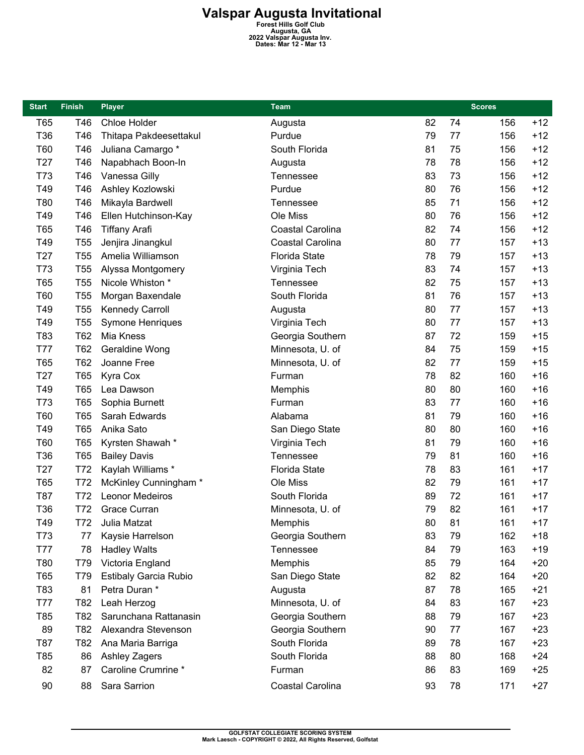# Valspar Augusta Invitational

**Forest Hills Golf Club**
**Augusta, GA**
**2022 Valspar Augusta Inv.**
**Dates: Mar 12 - Mar 13**

| Start | Finish | Player | Team | Scores | | | |
|---|---|---|---|---|---|---|---|
| T65 | T46 | Chloe Holder | Augusta | 82 | 74 | 156 | +12 |
| T36 | T46 | Thitapa Pakdeesettakul | Purdue | 79 | 77 | 156 | +12 |
| T60 | T46 | Juliana Camargo * | South Florida | 81 | 75 | 156 | +12 |
| T27 | T46 | Napabhach Boon-In | Augusta | 78 | 78 | 156 | +12 |
| T73 | T46 | Vanessa Gilly | Tennessee | 83 | 73 | 156 | +12 |
| T49 | T46 | Ashley Kozlowski | Purdue | 80 | 76 | 156 | +12 |
| T80 | T46 | Mikayla Bardwell | Tennessee | 85 | 71 | 156 | +12 |
| T49 | T46 | Ellen Hutchinson-Kay | Ole Miss | 80 | 76 | 156 | +12 |
| T65 | T46 | Tiffany Arafi | Coastal Carolina | 82 | 74 | 156 | +12 |
| T49 | T55 | Jenjira Jinangkul | Coastal Carolina | 80 | 77 | 157 | +13 |
| T27 | T55 | Amelia Williamson | Florida State | 78 | 79 | 157 | +13 |
| T73 | T55 | Alyssa Montgomery | Virginia Tech | 83 | 74 | 157 | +13 |
| T65 | T55 | Nicole Whiston * | Tennessee | 82 | 75 | 157 | +13 |
| T60 | T55 | Morgan Baxendale | South Florida | 81 | 76 | 157 | +13 |
| T49 | T55 | Kennedy Carroll | Augusta | 80 | 77 | 157 | +13 |
| T49 | T55 | Symone Henriques | Virginia Tech | 80 | 77 | 157 | +13 |
| T83 | T62 | Mia Kness | Georgia Southern | 87 | 72 | 159 | +15 |
| T77 | T62 | Geraldine Wong | Minnesota, U. of | 84 | 75 | 159 | +15 |
| T65 | T62 | Joanne Free | Minnesota, U. of | 82 | 77 | 159 | +15 |
| T27 | T65 | Kyra Cox | Furman | 78 | 82 | 160 | +16 |
| T49 | T65 | Lea Dawson | Memphis | 80 | 80 | 160 | +16 |
| T73 | T65 | Sophia Burnett | Furman | 83 | 77 | 160 | +16 |
| T60 | T65 | Sarah Edwards | Alabama | 81 | 79 | 160 | +16 |
| T49 | T65 | Anika Sato | San Diego State | 80 | 80 | 160 | +16 |
| T60 | T65 | Kyrsten Shawah * | Virginia Tech | 81 | 79 | 160 | +16 |
| T36 | T65 | Bailey Davis | Tennessee | 79 | 81 | 160 | +16 |
| T27 | T72 | Kaylah Williams * | Florida State | 78 | 83 | 161 | +17 |
| T65 | T72 | McKinley Cunningham * | Ole Miss | 82 | 79 | 161 | +17 |
| T87 | T72 | Leonor Medeiros | South Florida | 89 | 72 | 161 | +17 |
| T36 | T72 | Grace Curran | Minnesota, U. of | 79 | 82 | 161 | +17 |
| T49 | T72 | Julia Matzat | Memphis | 80 | 81 | 161 | +17 |
| T73 | 77 | Kaysie Harrelson | Georgia Southern | 83 | 79 | 162 | +18 |
| T77 | 78 | Hadley Walts | Tennessee | 84 | 79 | 163 | +19 |
| T80 | T79 | Victoria England | Memphis | 85 | 79 | 164 | +20 |
| T65 | T79 | Estibaly Garcia Rubio | San Diego State | 82 | 82 | 164 | +20 |
| T83 | 81 | Petra Duran * | Augusta | 87 | 78 | 165 | +21 |
| T77 | T82 | Leah Herzog | Minnesota, U. of | 84 | 83 | 167 | +23 |
| T85 | T82 | Sarunchana Rattanasin | Georgia Southern | 88 | 79 | 167 | +23 |
| 89 | T82 | Alexandra Stevenson | Georgia Southern | 90 | 77 | 167 | +23 |
| T87 | T82 | Ana Maria Barriga | South Florida | 89 | 78 | 167 | +23 |
| T85 | 86 | Ashley Zagers | South Florida | 88 | 80 | 168 | +24 |
| 82 | 87 | Caroline Crumrine * | Furman | 86 | 83 | 169 | +25 |
| 90 | 88 | Sara Sarrion | Coastal Carolina | 93 | 78 | 171 | +27 |

GOLFSTAT COLLEGIATE SCORING SYSTEM
Mark Laesch - COPYRIGHT © 2022, All Rights Reserved, Golfstat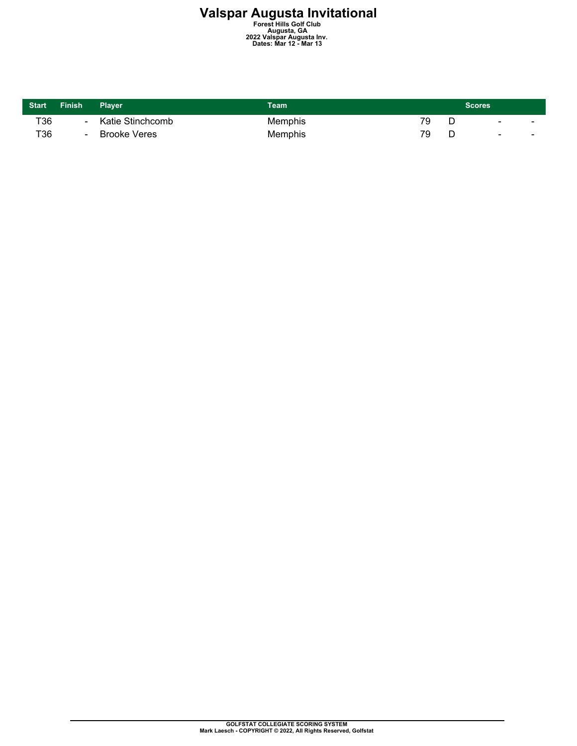# Valspar Augusta Invitational

**Forest Hills Golf Club**
**Augusta, GA**
**2022 Valspar Augusta Inv.**
**Dates: Mar 12 - Mar 13**

| Start | Finish | Player | Team | Scores | | | |
|---|---|---|---|---|---|---|---|
| T36 | - | Katie Stinchcomb | Memphis | 79 | D | - | - |
| T36 | - | Brooke Veres | Memphis | 79 | D | - | - |

**GOLFSTAT COLLEGIATE SCORING SYSTEM**
**Mark Laesch - COPYRIGHT © 2022, All Rights Reserved, Golfstat**